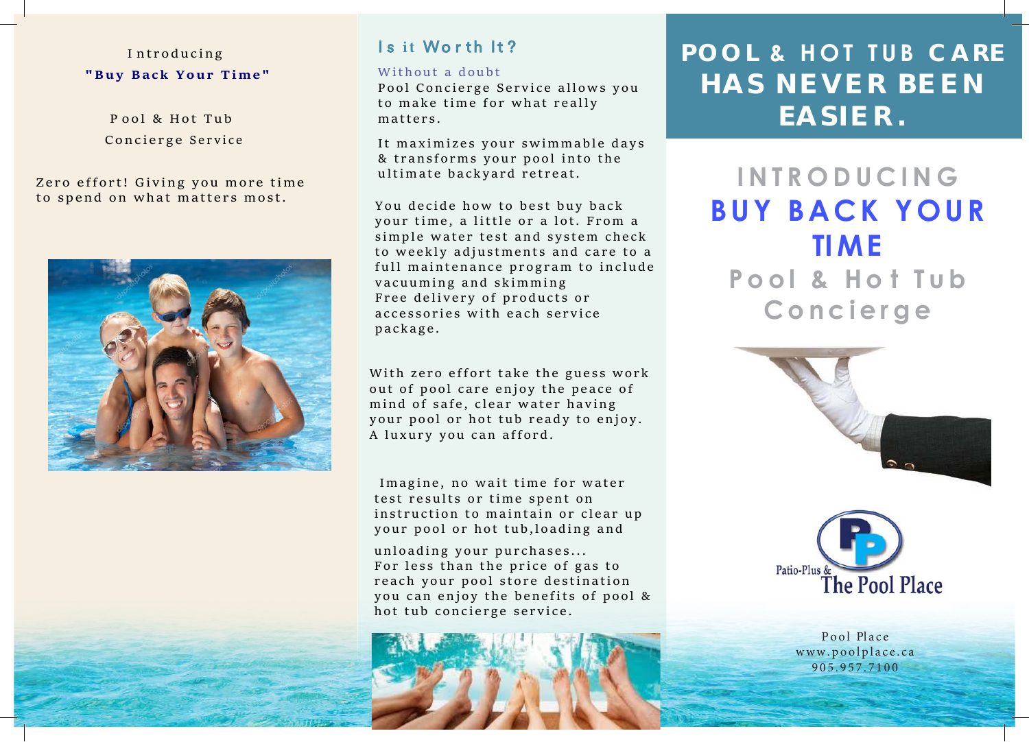Introducing

**"Buy Back Your Time"**

Pool & Hot Tub

Concierge Service

Zero effort! Giving you more time to spend on what matters most.

## Is it Worth It?

Without a doubt

Pool Concierge Service allows you to make time for what really matters.

It maximizes your swimmable days & transforms your pool into the ultimate backyard retreat.

You decide how to best buy back your time, a little or a lot. From a simple water test and system check to weekly adjustments and care to a full maintenance program to include vacuuming and skimming

Free delivery of products or accessories with each service package.

With zero effort take the guess work out of pool care enjoy the peace of mind of safe, clear water having your pool or hot tub ready to enjoy. A luxury you can afford.

Imagine, no wait time for water test results or time spent on instruction to maintain or clear up your pool or hot tub,loading and unloading your purchases...

For less than the price of gas to reach your pool store destination you can enjoy the benefits of pool & hot tub concierge service.

# POOL & HOT TUB CARE HAS NEVER BEEN EASIER.

## INTRODUCING

## BUY BACK YOUR TIME

## Pool & Hot Tub Concierge

Patio-Plus & The Pool Place

Pool Place

www.poolplace.ca

905.957.7100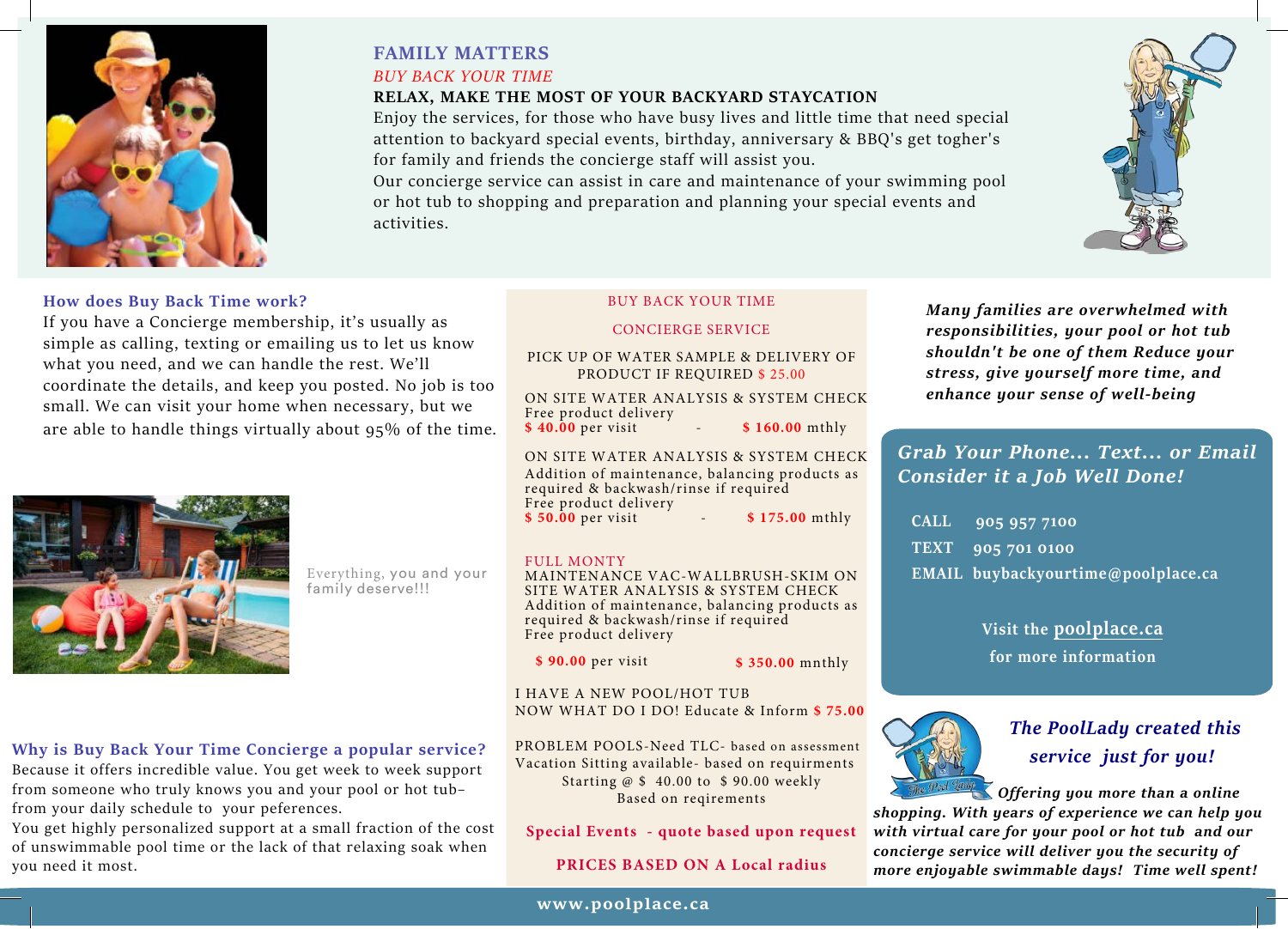## FAMILY MATTERS

*BUY BACK YOUR TIME*

**RELAX, MAKE THE MOST OF YOUR BACKYARD STAYCATION**

Enjoy the services, for those who have busy lives and little time that need special attention to backyard special events, birthday, anniversary & BBQ's get togher's for family and friends the concierge staff will assist you.

Our concierge service can assist in care and maintenance of your swimming pool or hot tub to shopping and preparation and planning your special events and activities.

### How does Buy Back Time work?

If you have a Concierge membership, it's usually as simple as calling, texting or emailing us to let us know what you need, and we can handle the rest. We'll coordinate the details, and keep you posted. No job is too small. We can visit your home when necessary, but we are able to handle things virtually about 95% of the time.

Everything, you and your family deserve!!!

### Why is Buy Back Your Time Concierge a popular service?

Because it offers incredible value. You get week to week support from someone who truly knows you and your pool or hot tub–from your daily schedule to your peferences.

You get highly personalized support at a small fraction of the cost of unswimmable pool time or the lack of that relaxing soak when you need it most.

BUY BACK YOUR TIME

CONCIERGE SERVICE

PICK UP OF WATER SAMPLE & DELIVERY OF PRODUCT IF REQUIRED $ 25.00

ON SITE WATER ANALYSIS & SYSTEM CHECK
Free product delivery
**$ 40.00** per visit - **$ 160.00** mthly

ON SITE WATER ANALYSIS & SYSTEM CHECK
Addition of maintenance, balancing products as required & backwash/rinse if required
Free product delivery
**$ 50.00** per visit - **$ 175.00** mthly

FULL MONTY
MAINTENANCE VAC-WALLBRUSH-SKIM ON SITE WATER ANALYSIS & SYSTEM CHECK
Addition of maintenance, balancing products as required & backwash/rinse if required
Free product delivery
**$ 90.00** per visit **$ 350.00** mnthly

I HAVE A NEW POOL/HOT TUB
NOW WHAT DO I DO! Educate & Inform **$ 75.00**

PROBLEM POOLS-Need TLC- based on assessment
Vacation Sitting available- based on requirments
Starting @ $ 40.00 to $ 90.00 weekly
Based on reqirements

**Special Events - quote based upon request**

**PRICES BASED ON A Local radius**

***Many families are overwhelmed with responsibilities, your pool or hot tub shouldn't be one of them Reduce your stress, give yourself more time, and enhance your sense of well-being***

***Grab Your Phone... Text... or Email Consider it a Job Well Done!***

**CALL** 905 957 7100
**TEXT** 905 701 0100
**EMAIL** buybackyourtime@poolplace.ca

Visit the **poolplace.ca**
for more information

***The PoolLady created this service just for you!***

***Offering you more than a online shopping. With years of experience we can help you with virtual care for your pool or hot tub and our concierge service will deliver you the security of more enjoyable swimmable days! Time well spent!***

**www.poolplace.ca**